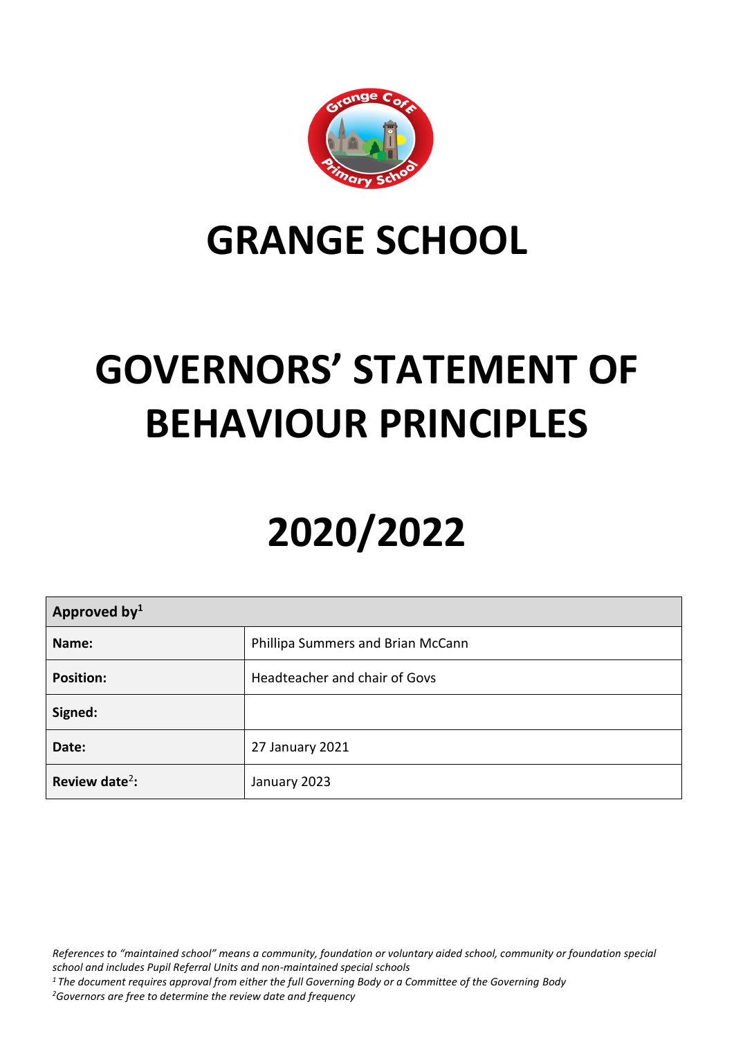# GRANGE SCHOOL

# GOVERNORS' STATEMENT OF BEHAVIOUR PRINCIPLES

# 2020/2022

| Approved by[1] | |
|---|---|
| **Name:** | Phillipa Summers and Brian McCann |
| **Position:** | Headteacher and chair of Govs |
| **Signed:** | |
| **Date:** | 27 January 2021 |
| **Review date[2]:** | January 2023 |

*References to "maintained school" means a community, foundation or voluntary aided school, community or foundation special school and includes Pupil Referral Units and non-maintained special schools*

*[1] The document requires approval from either the full Governing Body or a Committee of the Governing Body*

*[2] Governors are free to determine the review date and frequency*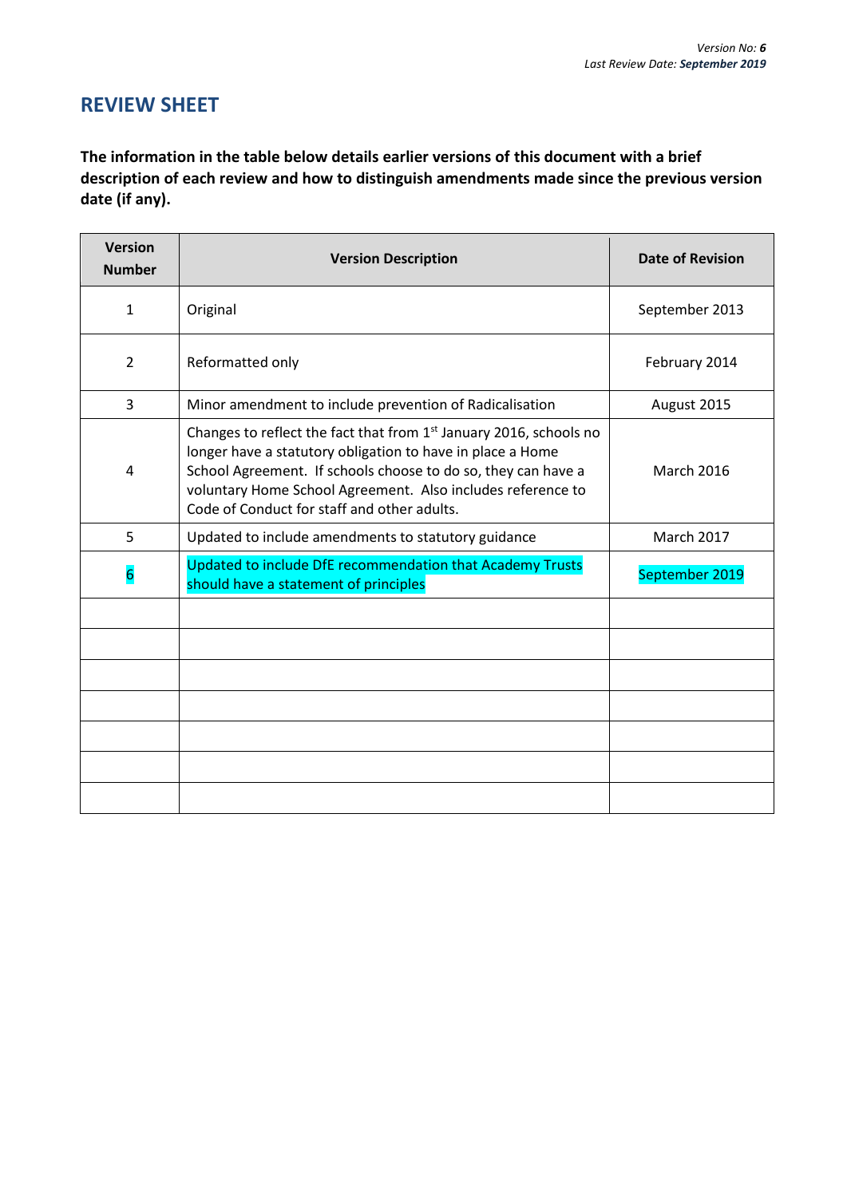## REVIEW SHEET

**The information in the table below details earlier versions of this document with a brief description of each review and how to distinguish amendments made since the previous version date (if any).**

| Version Number | Version Description | Date of Revision |
| --- | --- | --- |
| 1 | Original | September 2013 |
| 2 | Reformatted only | February 2014 |
| 3 | Minor amendment to include prevention of Radicalisation | August 2015 |
| 4 | Changes to reflect the fact that from 1st January 2016, schools no longer have a statutory obligation to have in place a Home School Agreement. If schools choose to do so, they can have a voluntary Home School Agreement. Also includes reference to Code of Conduct for staff and other adults. | March 2016 |
| 5 | Updated to include amendments to statutory guidance | March 2017 |
| 6 | Updated to include DfE recommendation that Academy Trusts should have a statement of principles | September 2019 |
| | | |
| | | |
| | | |
| | | |
| | | |
| | | |
| | | |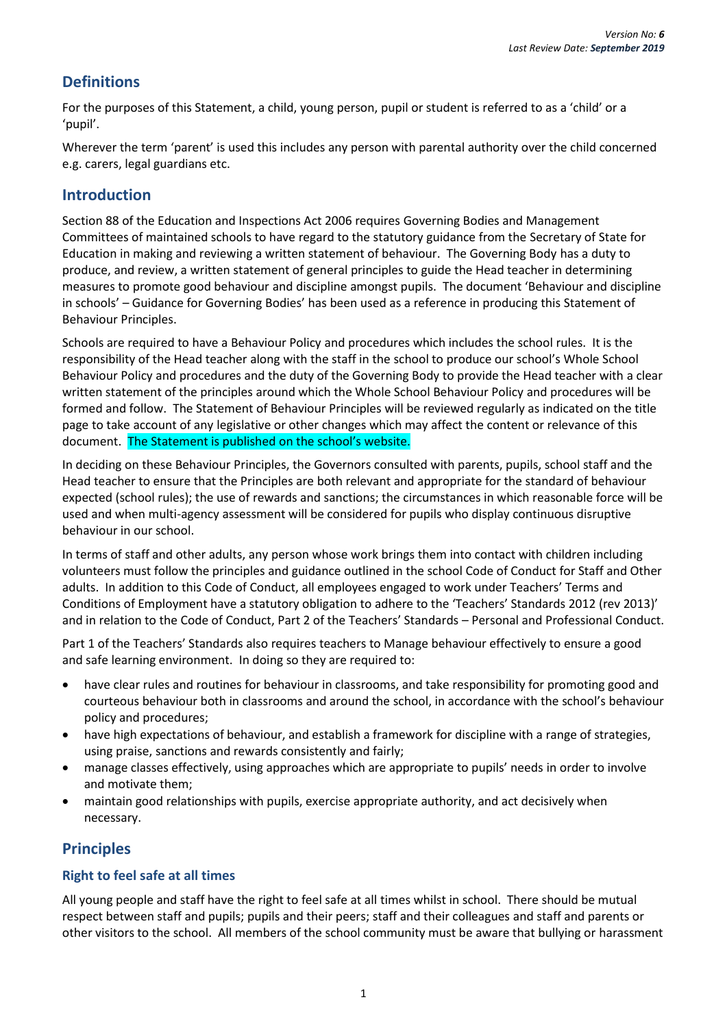## Definitions

For the purposes of this Statement, a child, young person, pupil or student is referred to as a 'child' or a 'pupil'.

Wherever the term 'parent' is used this includes any person with parental authority over the child concerned e.g. carers, legal guardians etc.

## Introduction

Section 88 of the Education and Inspections Act 2006 requires Governing Bodies and Management Committees of maintained schools to have regard to the statutory guidance from the Secretary of State for Education in making and reviewing a written statement of behaviour. The Governing Body has a duty to produce, and review, a written statement of general principles to guide the Head teacher in determining measures to promote good behaviour and discipline amongst pupils. The document 'Behaviour and discipline in schools' – Guidance for Governing Bodies' has been used as a reference in producing this Statement of Behaviour Principles.

Schools are required to have a Behaviour Policy and procedures which includes the school rules. It is the responsibility of the Head teacher along with the staff in the school to produce our school's Whole School Behaviour Policy and procedures and the duty of the Governing Body to provide the Head teacher with a clear written statement of the principles around which the Whole School Behaviour Policy and procedures will be formed and follow. The Statement of Behaviour Principles will be reviewed regularly as indicated on the title page to take account of any legislative or other changes which may affect the content or relevance of this document. The Statement is published on the school's website.

In deciding on these Behaviour Principles, the Governors consulted with parents, pupils, school staff and the Head teacher to ensure that the Principles are both relevant and appropriate for the standard of behaviour expected (school rules); the use of rewards and sanctions; the circumstances in which reasonable force will be used and when multi-agency assessment will be considered for pupils who display continuous disruptive behaviour in our school.

In terms of staff and other adults, any person whose work brings them into contact with children including volunteers must follow the principles and guidance outlined in the school Code of Conduct for Staff and Other adults. In addition to this Code of Conduct, all employees engaged to work under Teachers' Terms and Conditions of Employment have a statutory obligation to adhere to the 'Teachers' Standards 2012 (rev 2013)' and in relation to the Code of Conduct, Part 2 of the Teachers' Standards – Personal and Professional Conduct.

Part 1 of the Teachers' Standards also requires teachers to Manage behaviour effectively to ensure a good and safe learning environment. In doing so they are required to:

- have clear rules and routines for behaviour in classrooms, and take responsibility for promoting good and courteous behaviour both in classrooms and around the school, in accordance with the school's behaviour policy and procedures;
- have high expectations of behaviour, and establish a framework for discipline with a range of strategies, using praise, sanctions and rewards consistently and fairly;
- manage classes effectively, using approaches which are appropriate to pupils' needs in order to involve and motivate them;
- maintain good relationships with pupils, exercise appropriate authority, and act decisively when necessary.

## Principles

### Right to feel safe at all times

All young people and staff have the right to feel safe at all times whilst in school. There should be mutual respect between staff and pupils; pupils and their peers; staff and their colleagues and staff and parents or other visitors to the school. All members of the school community must be aware that bullying or harassment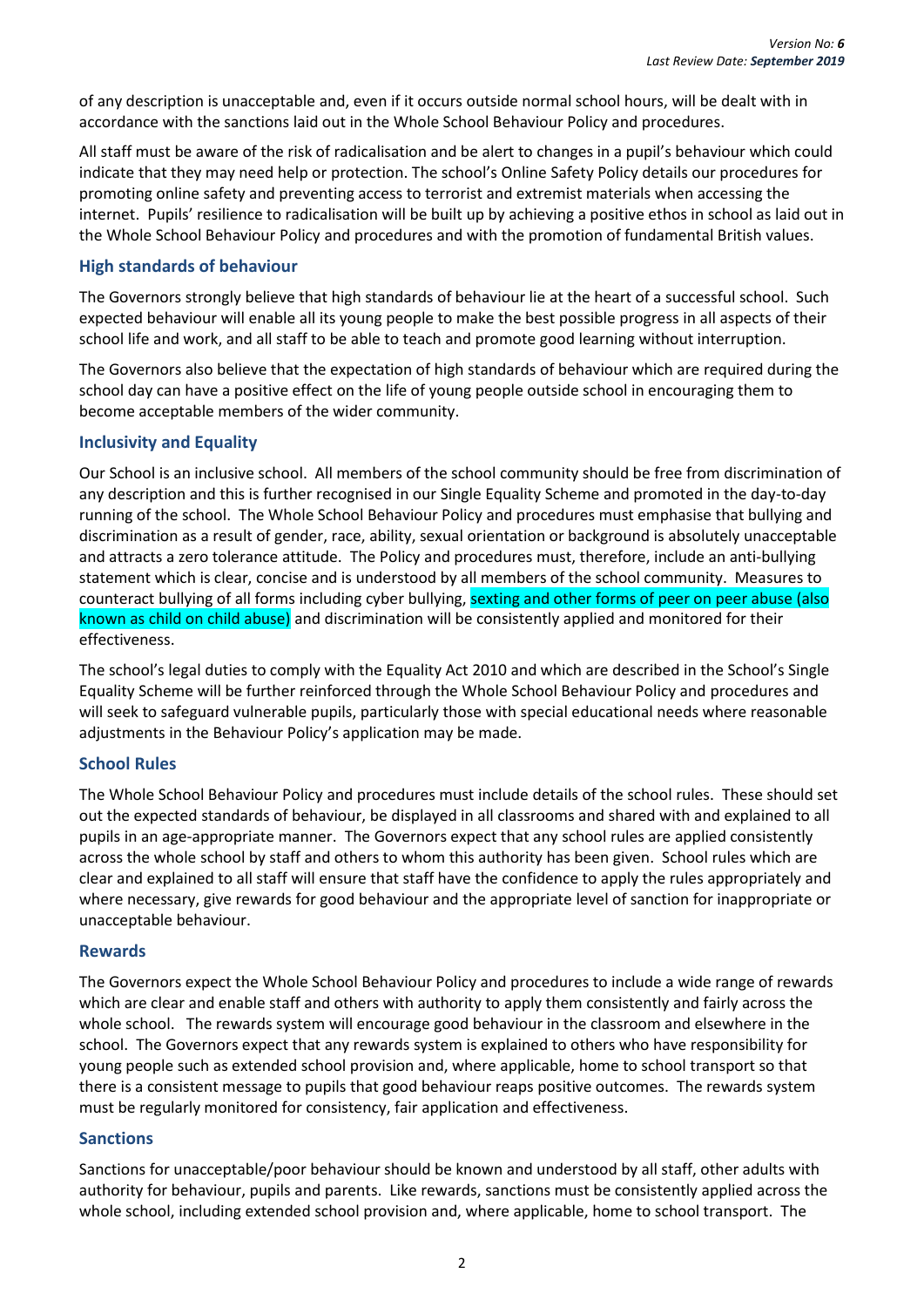of any description is unacceptable and, even if it occurs outside normal school hours, will be dealt with in accordance with the sanctions laid out in the Whole School Behaviour Policy and procedures.

All staff must be aware of the risk of radicalisation and be alert to changes in a pupil's behaviour which could indicate that they may need help or protection. The school's Online Safety Policy details our procedures for promoting online safety and preventing access to terrorist and extremist materials when accessing the internet. Pupils' resilience to radicalisation will be built up by achieving a positive ethos in school as laid out in the Whole School Behaviour Policy and procedures and with the promotion of fundamental British values.

### High standards of behaviour

The Governors strongly believe that high standards of behaviour lie at the heart of a successful school. Such expected behaviour will enable all its young people to make the best possible progress in all aspects of their school life and work, and all staff to be able to teach and promote good learning without interruption.

The Governors also believe that the expectation of high standards of behaviour which are required during the school day can have a positive effect on the life of young people outside school in encouraging them to become acceptable members of the wider community.

### Inclusivity and Equality

Our School is an inclusive school. All members of the school community should be free from discrimination of any description and this is further recognised in our Single Equality Scheme and promoted in the day-to-day running of the school. The Whole School Behaviour Policy and procedures must emphasise that bullying and discrimination as a result of gender, race, ability, sexual orientation or background is absolutely unacceptable and attracts a zero tolerance attitude. The Policy and procedures must, therefore, include an anti-bullying statement which is clear, concise and is understood by all members of the school community. Measures to counteract bullying of all forms including cyber bullying, sexting and other forms of peer on peer abuse (also known as child on child abuse) and discrimination will be consistently applied and monitored for their effectiveness.

The school's legal duties to comply with the Equality Act 2010 and which are described in the School's Single Equality Scheme will be further reinforced through the Whole School Behaviour Policy and procedures and will seek to safeguard vulnerable pupils, particularly those with special educational needs where reasonable adjustments in the Behaviour Policy's application may be made.

### School Rules

The Whole School Behaviour Policy and procedures must include details of the school rules. These should set out the expected standards of behaviour, be displayed in all classrooms and shared with and explained to all pupils in an age-appropriate manner. The Governors expect that any school rules are applied consistently across the whole school by staff and others to whom this authority has been given. School rules which are clear and explained to all staff will ensure that staff have the confidence to apply the rules appropriately and where necessary, give rewards for good behaviour and the appropriate level of sanction for inappropriate or unacceptable behaviour.

### Rewards

The Governors expect the Whole School Behaviour Policy and procedures to include a wide range of rewards which are clear and enable staff and others with authority to apply them consistently and fairly across the whole school. The rewards system will encourage good behaviour in the classroom and elsewhere in the school. The Governors expect that any rewards system is explained to others who have responsibility for young people such as extended school provision and, where applicable, home to school transport so that there is a consistent message to pupils that good behaviour reaps positive outcomes. The rewards system must be regularly monitored for consistency, fair application and effectiveness.

### Sanctions

Sanctions for unacceptable/poor behaviour should be known and understood by all staff, other adults with authority for behaviour, pupils and parents. Like rewards, sanctions must be consistently applied across the whole school, including extended school provision and, where applicable, home to school transport. The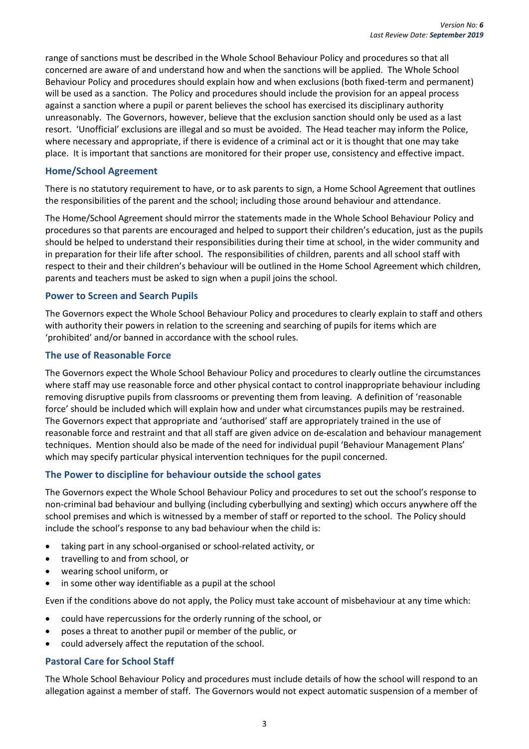range of sanctions must be described in the Whole School Behaviour Policy and procedures so that all concerned are aware of and understand how and when the sanctions will be applied. The Whole School Behaviour Policy and procedures should explain how and when exclusions (both fixed-term and permanent) will be used as a sanction. The Policy and procedures should include the provision for an appeal process against a sanction where a pupil or parent believes the school has exercised its disciplinary authority unreasonably. The Governors, however, believe that the exclusion sanction should only be used as a last resort. 'Unofficial' exclusions are illegal and so must be avoided. The Head teacher may inform the Police, where necessary and appropriate, if there is evidence of a criminal act or it is thought that one may take place. It is important that sanctions are monitored for their proper use, consistency and effective impact.

### Home/School Agreement

There is no statutory requirement to have, or to ask parents to sign, a Home School Agreement that outlines the responsibilities of the parent and the school; including those around behaviour and attendance.

The Home/School Agreement should mirror the statements made in the Whole School Behaviour Policy and procedures so that parents are encouraged and helped to support their children's education, just as the pupils should be helped to understand their responsibilities during their time at school, in the wider community and in preparation for their life after school. The responsibilities of children, parents and all school staff with respect to their and their children's behaviour will be outlined in the Home School Agreement which children, parents and teachers must be asked to sign when a pupil joins the school.

### Power to Screen and Search Pupils

The Governors expect the Whole School Behaviour Policy and procedures to clearly explain to staff and others with authority their powers in relation to the screening and searching of pupils for items which are 'prohibited' and/or banned in accordance with the school rules.

### The use of Reasonable Force

The Governors expect the Whole School Behaviour Policy and procedures to clearly outline the circumstances where staff may use reasonable force and other physical contact to control inappropriate behaviour including removing disruptive pupils from classrooms or preventing them from leaving. A definition of 'reasonable force' should be included which will explain how and under what circumstances pupils may be restrained. The Governors expect that appropriate and 'authorised' staff are appropriately trained in the use of reasonable force and restraint and that all staff are given advice on de-escalation and behaviour management techniques. Mention should also be made of the need for individual pupil 'Behaviour Management Plans' which may specify particular physical intervention techniques for the pupil concerned.

### The Power to discipline for behaviour outside the school gates

The Governors expect the Whole School Behaviour Policy and procedures to set out the school's response to non-criminal bad behaviour and bullying (including cyberbullying and sexting) which occurs anywhere off the school premises and which is witnessed by a member of staff or reported to the school. The Policy should include the school's response to any bad behaviour when the child is:

- taking part in any school-organised or school-related activity, or
- travelling to and from school, or
- wearing school uniform, or
- in some other way identifiable as a pupil at the school

Even if the conditions above do not apply, the Policy must take account of misbehaviour at any time which:

- could have repercussions for the orderly running of the school, or
- poses a threat to another pupil or member of the public, or
- could adversely affect the reputation of the school.

### Pastoral Care for School Staff

The Whole School Behaviour Policy and procedures must include details of how the school will respond to an allegation against a member of staff. The Governors would not expect automatic suspension of a member of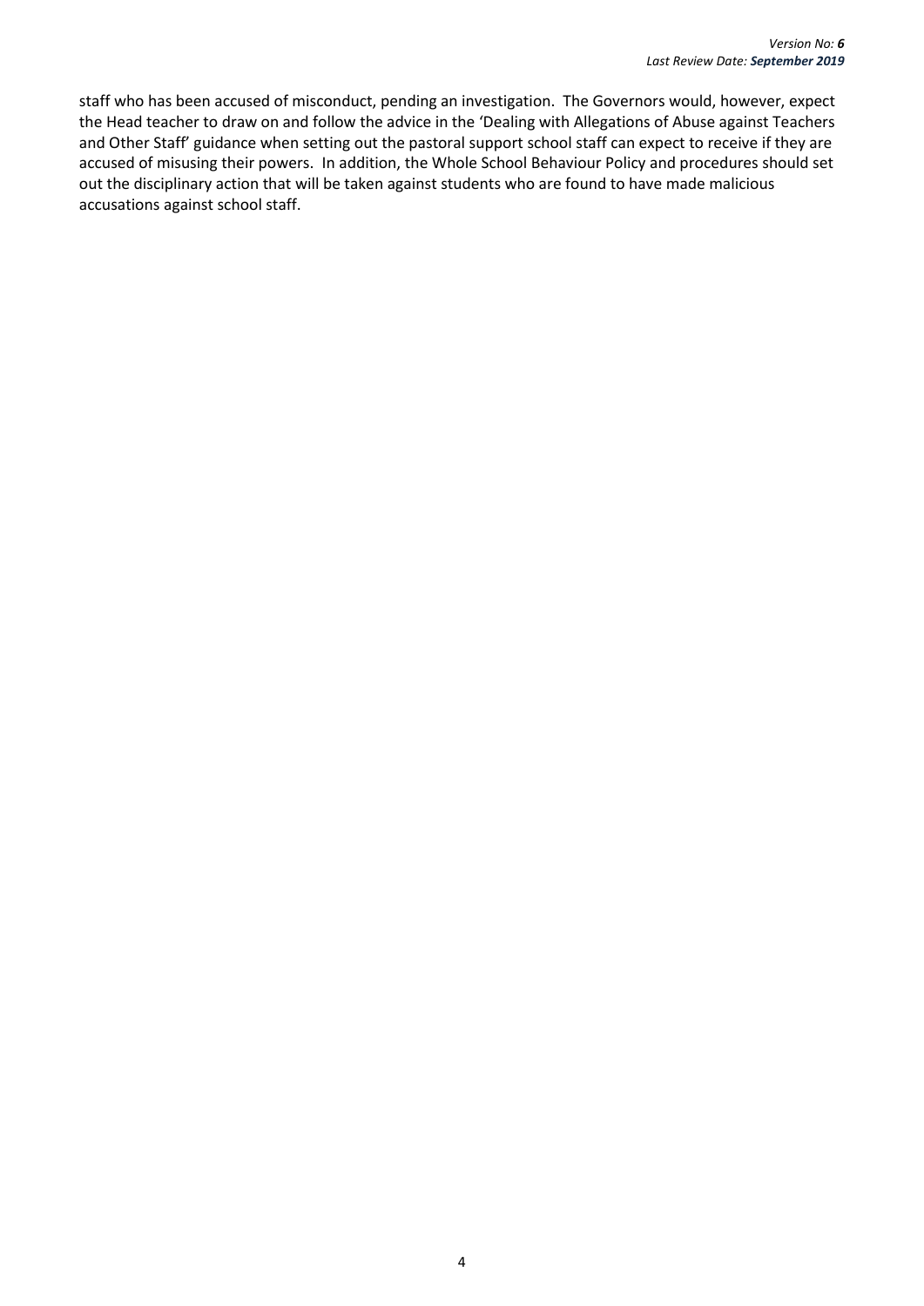staff who has been accused of misconduct, pending an investigation. The Governors would, however, expect the Head teacher to draw on and follow the advice in the 'Dealing with Allegations of Abuse against Teachers and Other Staff' guidance when setting out the pastoral support school staff can expect to receive if they are accused of misusing their powers. In addition, the Whole School Behaviour Policy and procedures should set out the disciplinary action that will be taken against students who are found to have made malicious accusations against school staff.